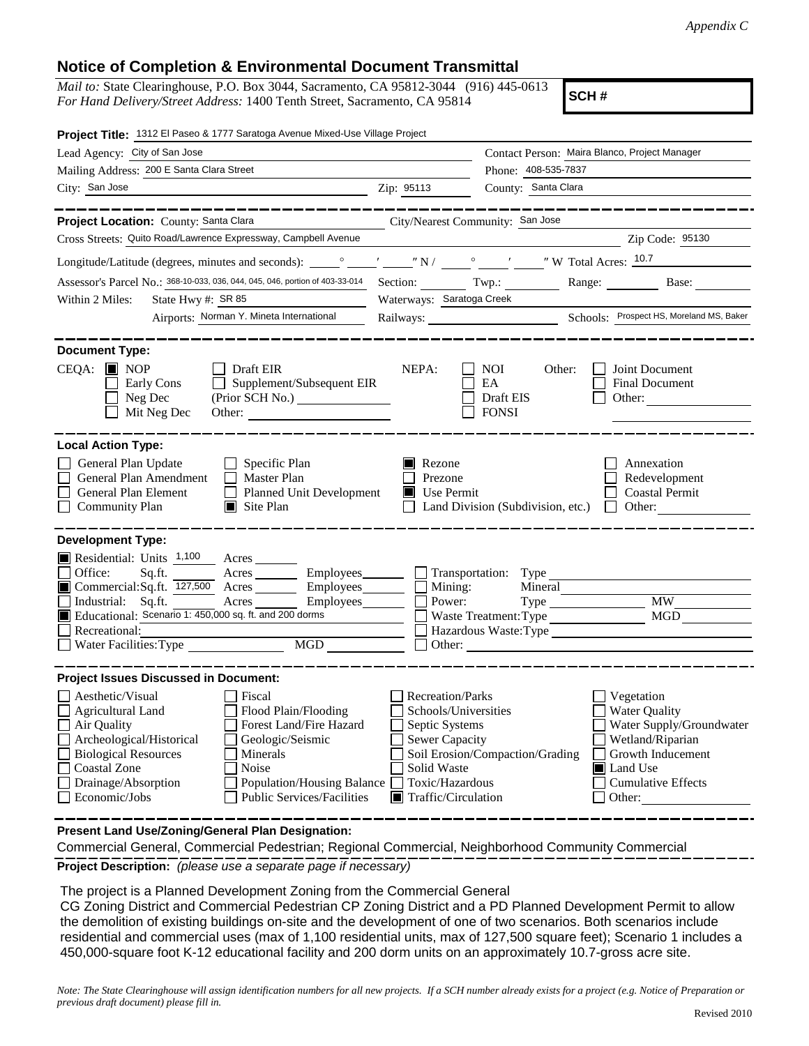*Appendix C*

## Notice of Completion & Environmental Document Transmittal

*Mail to:* State Clearinghouse, P.O. Box 3044, Sacramento, CA 95812-3044 (916) 445-0613
*For Hand Delivery/Street Address:* 1400 Tenth Street, Sacramento, CA 95814

**SCH #**

**Project Title:** 1312 El Paseo & 1777 Saratoga Avenue Mixed-Use Village Project

Lead Agency: City of San Jose
Contact Person: Maira Blanco, Project Manager
Mailing Address: 200 E Santa Clara Street
Phone: 408-535-7837
City: San Jose
Zip: 95113
County: Santa Clara

---

**Project Location:** County: Santa Clara
City/Nearest Community: San Jose
Cross Streets: Quito Road/Lawrence Expressway, Campbell Avenue
Zip Code: 95130
Longitude/Latitude (degrees, minutes and seconds): \_\_° \_\_′ \_\_″ N / \_\_° \_\_′ \_\_″ W Total Acres: 10.7
Assessor's Parcel No.: 368-10-033, 036, 044, 045, 046, portion of 403-33-014
Section: \_\_\_ Twp.: \_\_\_ Range: \_\_\_ Base: \_\_\_
Within 2 Miles: State Hwy #: SR 85
Waterways: Saratoga Creek
Airports: Norman Y. Mineta International
Railways: \_\_\_
Schools: Prospect HS, Moreland MS, Baker

---

**Document Type:**

CEQA:
- [x] NOP
- [ ] Early Cons
- [ ] Neg Dec
- [ ] Mit Neg Dec
- [ ] Draft EIR
- [ ] Supplement/Subsequent EIR (Prior SCH No.) \_\_\_
- Other: \_\_\_

NEPA:
- [ ] NOI
- [ ] EA
- [ ] Draft EIS
- [ ] FONSI

Other:
- [ ] Joint Document
- [ ] Final Document
- [ ] Other: \_\_\_

---

**Local Action Type:**

- [ ] General Plan Update
- [ ] General Plan Amendment
- [ ] General Plan Element
- [ ] Community Plan
- [ ] Specific Plan
- [ ] Master Plan
- [ ] Planned Unit Development
- [x] Site Plan
- [x] Rezone
- [ ] Prezone
- [x] Use Permit
- [ ] Land Division (Subdivision, etc.)
- [ ] Annexation
- [ ] Redevelopment
- [ ] Coastal Permit
- [ ] Other: \_\_\_

---

**Development Type:**

- [x] Residential: Units 1,100 Acres \_\_\_
- [ ] Office: Sq.ft. \_\_\_ Acres \_\_\_ Employees \_\_\_
- [x] Commercial: Sq.ft. 127,500 Acres \_\_\_ Employees \_\_\_
- [ ] Industrial: Sq.ft. \_\_\_ Acres \_\_\_ Employees \_\_\_
- [x] Educational: Scenario 1: 450,000 sq. ft. and 200 dorms
- [ ] Recreational: \_\_\_
- [ ] Water Facilities: Type \_\_\_ MGD \_\_\_
- [ ] Transportation: Type \_\_\_
- [ ] Mining: Mineral \_\_\_
- [ ] Power: Type \_\_\_ MW \_\_\_
- [ ] Waste Treatment: Type \_\_\_ MGD \_\_\_
- [ ] Hazardous Waste: Type \_\_\_
- [ ] Other: \_\_\_

---

**Project Issues Discussed in Document:**

- [ ] Aesthetic/Visual
- [ ] Agricultural Land
- [ ] Air Quality
- [ ] Archeological/Historical
- [ ] Biological Resources
- [ ] Coastal Zone
- [ ] Drainage/Absorption
- [ ] Economic/Jobs
- [ ] Fiscal
- [ ] Flood Plain/Flooding
- [ ] Forest Land/Fire Hazard
- [ ] Geologic/Seismic
- [ ] Minerals
- [ ] Noise
- [ ] Population/Housing Balance
- [ ] Public Services/Facilities
- [ ] Recreation/Parks
- [ ] Schools/Universities
- [ ] Septic Systems
- [ ] Sewer Capacity
- [ ] Soil Erosion/Compaction/Grading
- [ ] Solid Waste
- [ ] Toxic/Hazardous
- [x] Traffic/Circulation
- [ ] Vegetation
- [ ] Water Quality
- [ ] Water Supply/Groundwater
- [ ] Wetland/Riparian
- [ ] Growth Inducement
- [x] Land Use
- [ ] Cumulative Effects
- [ ] Other: \_\_\_

---

**Present Land Use/Zoning/General Plan Designation:**

Commercial General, Commercial Pedestrian; Regional Commercial, Neighborhood Community Commercial

**Project Description:** *(please use a separate page if necessary)*

The project is a Planned Development Zoning from the Commercial General CG Zoning District and Commercial Pedestrian CP Zoning District and a PD Planned Development Permit to allow the demolition of existing buildings on-site and the development of one of two scenarios. Both scenarios include residential and commercial uses (max of 1,100 residential units, max of 127,500 square feet); Scenario 1 includes a 450,000-square foot K-12 educational facility and 200 dorm units on an approximately 10.7-gross acre site.

*Note: The State Clearinghouse will assign identification numbers for all new projects. If a SCH number already exists for a project (e.g. Notice of Preparation or previous draft document) please fill in.*

Revised 2010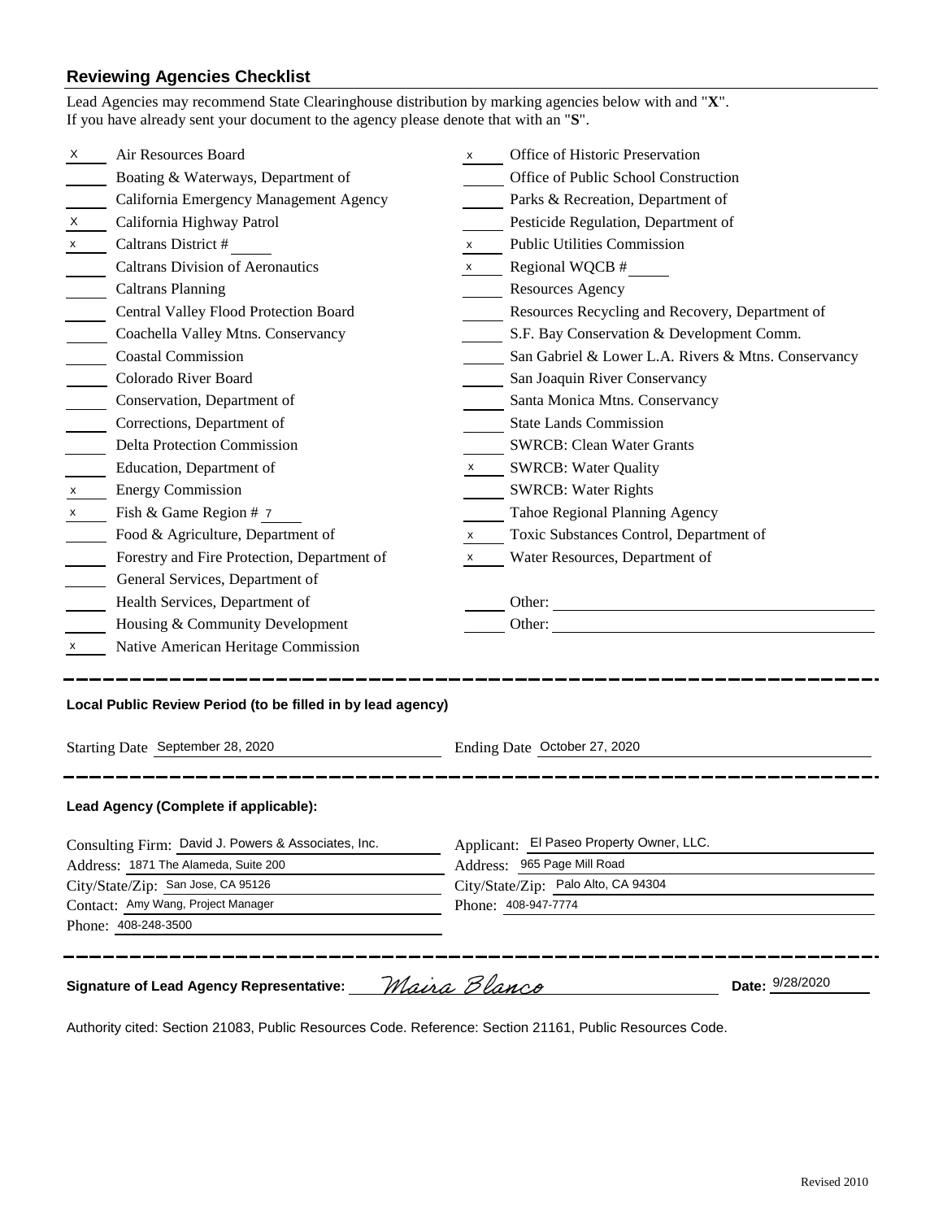## Reviewing Agencies Checklist

Lead Agencies may recommend State Clearinghouse distribution by marking agencies below with and "**X**".
If you have already sent your document to the agency please denote that with an "**S**".

| | | | |
|---|---|---|---|
| X | Air Resources Board | x | Office of Historic Preservation |
| | Boating & Waterways, Department of | | Office of Public School Construction |
| | California Emergency Management Agency | | Parks & Recreation, Department of |
| X | California Highway Patrol | | Pesticide Regulation, Department of |
| x | Caltrans District # ____ | x | Public Utilities Commission |
| | Caltrans Division of Aeronautics | x | Regional WQCB # ____ |
| | Caltrans Planning | | Resources Agency |
| | Central Valley Flood Protection Board | | Resources Recycling and Recovery, Department of |
| | Coachella Valley Mtns. Conservancy | | S.F. Bay Conservation & Development Comm. |
| | Coastal Commission | | San Gabriel & Lower L.A. Rivers & Mtns. Conservancy |
| | Colorado River Board | | San Joaquin River Conservancy |
| | Conservation, Department of | | Santa Monica Mtns. Conservancy |
| | Corrections, Department of | | State Lands Commission |
| | Delta Protection Commission | | SWRCB: Clean Water Grants |
| | Education, Department of | x | SWRCB: Water Quality |
| x | Energy Commission | | SWRCB: Water Rights |
| x | Fish & Game Region # 7 | | Tahoe Regional Planning Agency |
| | Food & Agriculture, Department of | x | Toxic Substances Control, Department of |
| | Forestry and Fire Protection, Department of | x | Water Resources, Department of |
| | General Services, Department of | | |
| | Health Services, Department of | | Other: |
| | Housing & Community Development | | Other: |
| x | Native American Heritage Commission | | |

---

**Local Public Review Period (to be filled in by lead agency)**

Starting Date September 28, 2020    Ending Date October 27, 2020

---

**Lead Agency (Complete if applicable):**

| | |
|---|---|
| Consulting Firm: David J. Powers & Associates, Inc. | Applicant: El Paseo Property Owner, LLC. |
| Address: 1871 The Alameda, Suite 200 | Address: 965 Page Mill Road |
| City/State/Zip: San Jose, CA 95126 | City/State/Zip: Palo Alto, CA 94304 |
| Contact: Amy Wang, Project Manager | Phone: 408-947-7774 |
| Phone: 408-248-3500 | |

---

**Signature of Lead Agency Representative:** *Maira Blanco*    **Date:** 9/28/2020

Authority cited: Section 21083, Public Resources Code. Reference: Section 21161, Public Resources Code.

Revised 2010